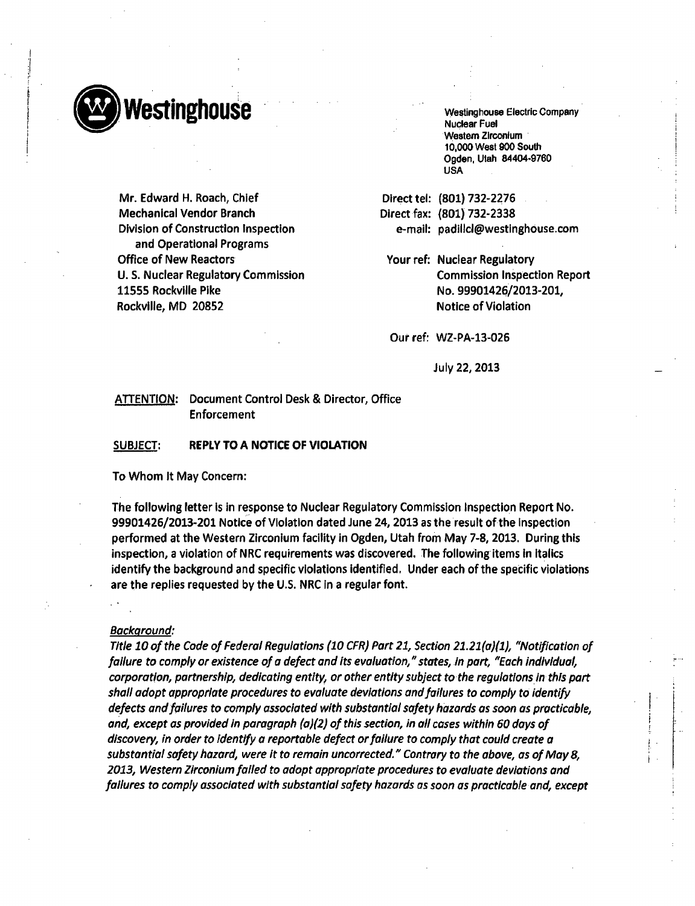**Westinghouse**

Westinghouse Electric Company
Nuclear Fuel
Western Zirconium
10,000 West 900 South
Ogden, Utah 84404-9760
USA

Mr. Edward H. Roach, Chief
Mechanical Vendor Branch
Division of Construction Inspection
and Operational Programs
Office of New Reactors
U. S. Nuclear Regulatory Commission
11555 Rockville Pike
Rockville, MD 20852

Direct tel: (801) 732-2276
Direct fax: (801) 732-2338
e-mail: padillcl@westinghouse.com

Your ref: Nuclear Regulatory Commission Inspection Report No. 99901426/2013-201, Notice of Violation

Our ref: WZ-PA-13-026

July 22, 2013

<u>ATTENTION</u>: Document Control Desk & Director, Office Enforcement

<u>SUBJECT</u>: **REPLY TO A NOTICE OF VIOLATION**

To Whom It May Concern:

The following letter is in response to Nuclear Regulatory Commission Inspection Report No. 99901426/2013-201 Notice of Violation dated June 24, 2013 as the result of the inspection performed at the Western Zirconium facility in Ogden, Utah from May 7-8, 2013. During this inspection, a violation of NRC requirements was discovered. The following items in italics identify the background and specific violations identified. Under each of the specific violations are the replies requested by the U.S. NRC in a regular font.

*<u>Background</u>:*

*Title 10 of the Code of Federal Regulations (10 CFR) Part 21, Section 21.21(a)(1), "Notification of failure to comply or existence of a defect and its evaluation," states, in part, "Each individual, corporation, partnership, dedicating entity, or other entity subject to the regulations in this part shall adopt appropriate procedures to evaluate deviations and failures to comply to identify defects and failures to comply associated with substantial safety hazards as soon as practicable, and, except as provided in paragraph (a)(2) of this section, in all cases within 60 days of discovery, in order to identify a reportable defect or failure to comply that could create a substantial safety hazard, were it to remain uncorrected." Contrary to the above, as of May 8, 2013, Western Zirconium failed to adopt appropriate procedures to evaluate deviations and failures to comply associated with substantial safety hazards as soon as practicable and, except*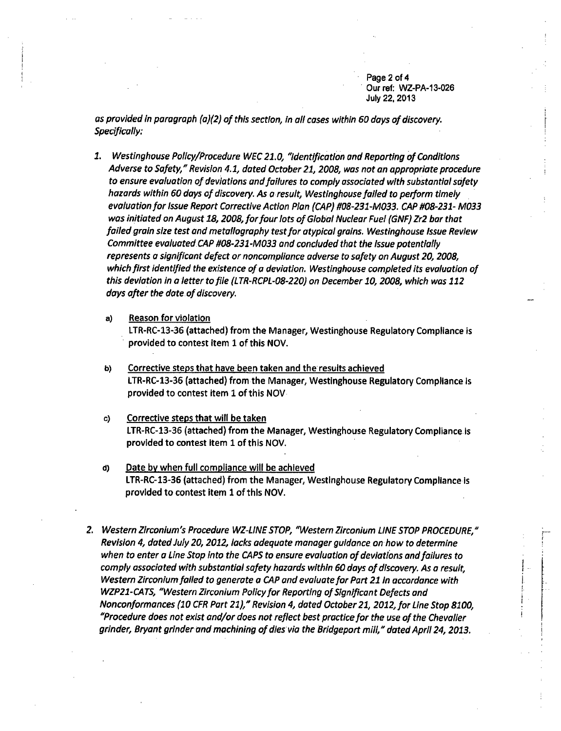*as provided in paragraph (a)(2) of this section, in all cases within 60 days of discovery. Specifically:*

1. *Westinghouse Policy/Procedure WEC 21.0, "Identification and Reporting of Conditions Adverse to Safety," Revision 4.1, dated October 21, 2008, was not an appropriate procedure to ensure evaluation of deviations and failures to comply associated with substantial safety hazards within 60 days of discovery. As a result, Westinghouse failed to perform timely evaluation for Issue Report Corrective Action Plan (CAP) #08-231-M033. CAP #08-231- M033 was initiated on August 18, 2008, for four lots of Global Nuclear Fuel (GNF) Zr2 bar that failed grain size test and metallography test for atypical grains. Westinghouse Issue Review Committee evaluated CAP #08-231-M033 and concluded that the issue potentially represents a significant defect or noncompliance adverse to safety on August 20, 2008, which first identified the existence of a deviation. Westinghouse completed its evaluation of this deviation in a letter to file (LTR-RCPL-08-220) on December 10, 2008, which was 112 days after the date of discovery.*

   a) Reason for violation
      LTR-RC-13-36 (attached) from the Manager, Westinghouse Regulatory Compliance is provided to contest item 1 of this NOV.

   b) Corrective steps that have been taken and the results achieved
      LTR-RC-13-36 (attached) from the Manager, Westinghouse Regulatory Compliance is provided to contest item 1 of this NOV

   c) Corrective steps that will be taken
      LTR-RC-13-36 (attached) from the Manager, Westinghouse Regulatory Compliance is provided to contest item 1 of this NOV.

   d) Date by when full compliance will be achieved
      LTR-RC-13-36 (attached) from the Manager, Westinghouse Regulatory Compliance is provided to contest item 1 of this NOV.

2. *Western Zirconium's Procedure WZ-LINE STOP, "Western Zirconium LINE STOP PROCEDURE," Revision 4, dated July 20, 2012, lacks adequate manager guidance on how to determine when to enter a Line Stop into the CAPS to ensure evaluation of deviations and failures to comply associated with substantial safety hazards within 60 days of discovery. As a result, Western Zirconium failed to generate a CAP and evaluate for Part 21 in accordance with WZP21-CATS, "Western Zirconium Policy for Reporting of Significant Defects and Nonconformances (10 CFR Part 21)," Revision 4, dated October 21, 2012, for Line Stop 8100, "Procedure does not exist and/or does not reflect best practice for the use of the Chevalier grinder, Bryant grinder and machining of dies via the Bridgeport mill," dated April 24, 2013.*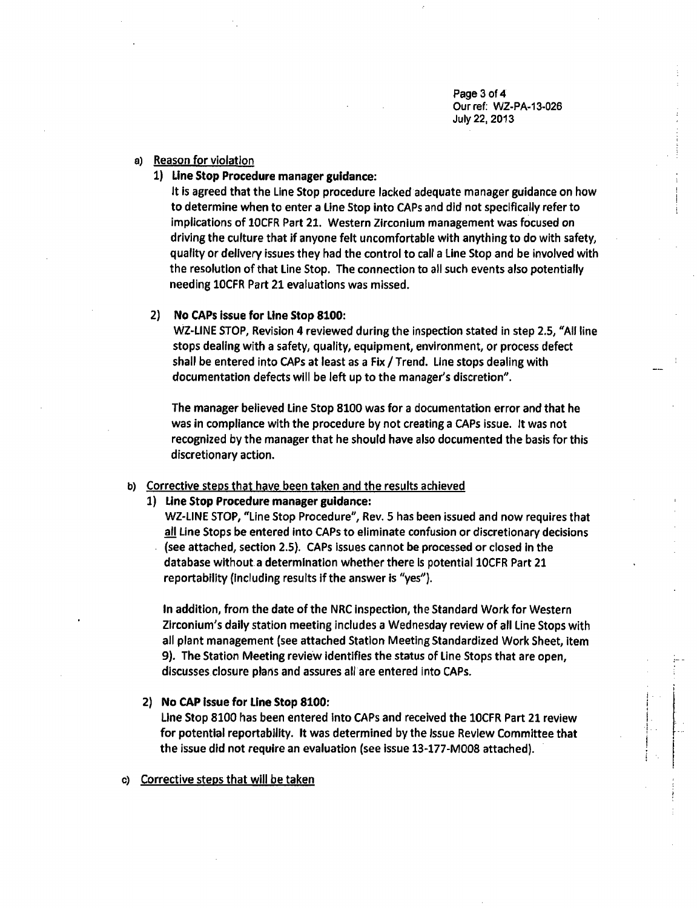Our ref: WZ-PA-13-026
July 22, 2013

a) Reason for violation

1) **Line Stop Procedure manager guidance:**

It is agreed that the Line Stop procedure lacked adequate manager guidance on how to determine when to enter a Line Stop into CAPs and did not specifically refer to implications of 10CFR Part 21. Western Zirconium management was focused on driving the culture that if anyone felt uncomfortable with anything to do with safety, quality or delivery issues they had the control to call a Line Stop and be involved with the resolution of that Line Stop. The connection to all such events also potentially needing 10CFR Part 21 evaluations was missed.

2) **No CAPs issue for Line Stop 8100:**

WZ-LINE STOP, Revision 4 reviewed during the inspection stated in step 2.5, "All line stops dealing with a safety, quality, equipment, environment, or process defect shall be entered into CAPs at least as a Fix / Trend. Line stops dealing with documentation defects will be left up to the manager's discretion".

The manager believed Line Stop 8100 was for a documentation error and that he was in compliance with the procedure by not creating a CAPs issue. It was not recognized by the manager that he should have also documented the basis for this discretionary action.

b) Corrective steps that have been taken and the results achieved

1) **Line Stop Procedure manager guidance:**

WZ-LINE STOP, "Line Stop Procedure", Rev. 5 has been issued and now requires that all Line Stops be entered into CAPs to eliminate confusion or discretionary decisions (see attached, section 2.5). CAPs issues cannot be processed or closed in the database without a determination whether there is potential 10CFR Part 21 reportability (including results if the answer is "yes").

In addition, from the date of the NRC inspection, the Standard Work for Western Zirconium's daily station meeting includes a Wednesday review of all Line Stops with all plant management (see attached Station Meeting Standardized Work Sheet, item 9). The Station Meeting review identifies the status of Line Stops that are open, discusses closure plans and assures all are entered into CAPs.

2) **No CAP issue for Line Stop 8100:**

Line Stop 8100 has been entered into CAPs and received the 10CFR Part 21 review for potential reportability. It was determined by the Issue Review Committee that the issue did not require an evaluation (see issue 13-177-M008 attached).

c) Corrective steps that will be taken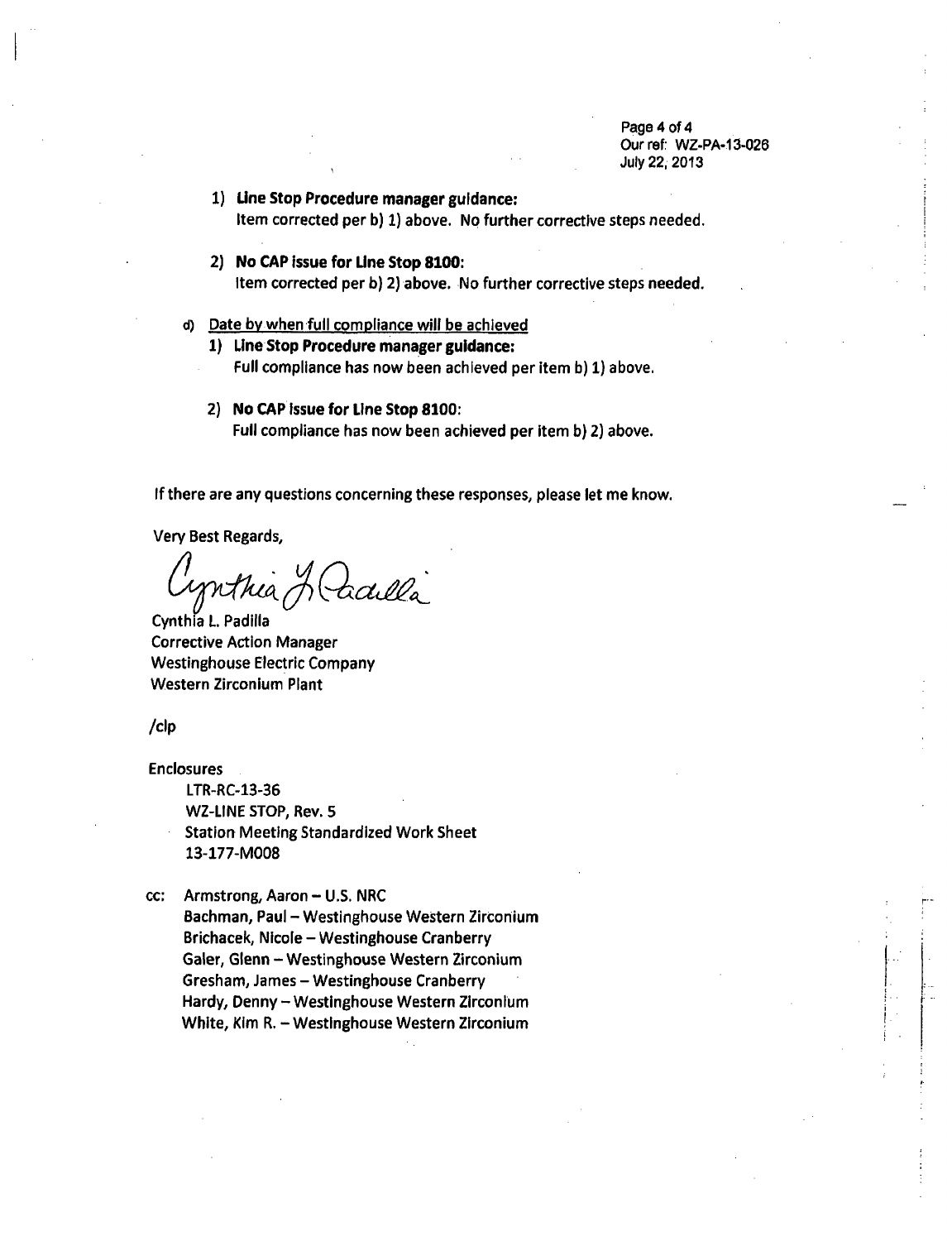1) **Line Stop Procedure manager guidance:**
   Item corrected per b) 1) above. No further corrective steps needed.

2) **No CAP issue for Line Stop 8100:**
   Item corrected per b) 2) above. No further corrective steps needed.

d) Date by when full compliance will be achieved

   1) **Line Stop Procedure manager guidance:**
      Full compliance has now been achieved per item b) 1) above.

   2) **No CAP issue for Line Stop 8100:**
      Full compliance has now been achieved per item b) 2) above.

If there are any questions concerning these responses, please let me know.

Very Best Regards,

Cynthia L. Padilla
Corrective Action Manager
Westinghouse Electric Company
Western Zirconium Plant

/clp

Enclosures
- LTR-RC-13-36
- WZ-LINE STOP, Rev. 5
- Station Meeting Standardized Work Sheet
- 13-177-M008

cc: Armstrong, Aaron – U.S. NRC
Bachman, Paul – Westinghouse Western Zirconium
Brichacek, Nicole – Westinghouse Cranberry
Galer, Glenn – Westinghouse Western Zirconium
Gresham, James – Westinghouse Cranberry
Hardy, Denny – Westinghouse Western Zirconium
White, Kim R. – Westinghouse Western Zirconium